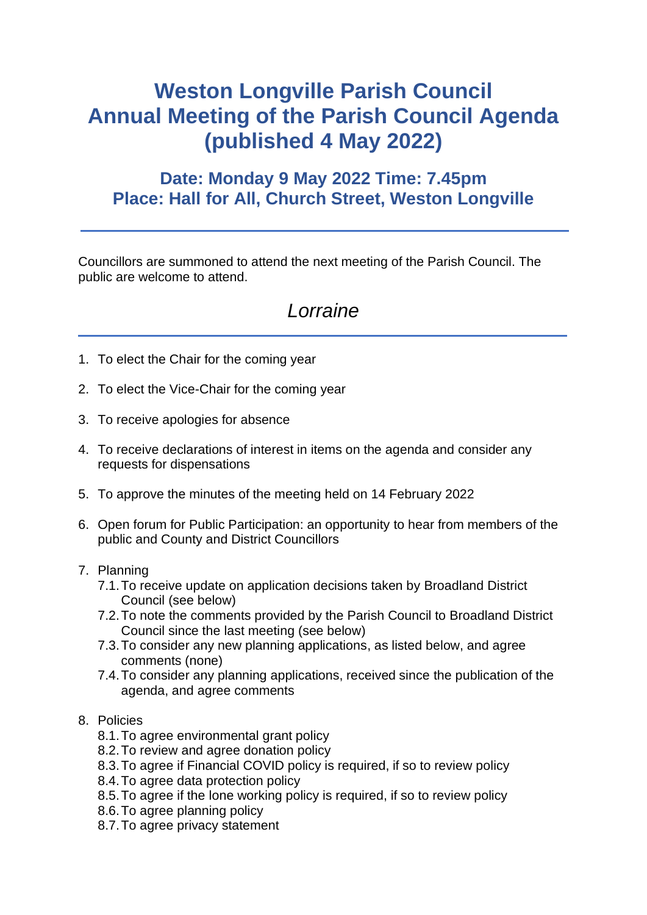# Weston Longville Parish Council
# Annual Meeting of the Parish Council Agenda (published 4 May 2022)

## Date: Monday 9 May 2022 Time: 7.45pm
## Place: Hall for All, Church Street, Weston Longville

---

Councillors are summoned to attend the next meeting of the Parish Council. The public are welcome to attend.

*Lorraine*

---

1. To elect the Chair for the coming year
2. To elect the Vice-Chair for the coming year
3. To receive apologies for absence
4. To receive declarations of interest in items on the agenda and consider any requests for dispensations
5. To approve the minutes of the meeting held on 14 February 2022
6. Open forum for Public Participation: an opportunity to hear from members of the public and County and District Councillors
7. Planning
   - 7.1. To receive update on application decisions taken by Broadland District Council (see below)
   - 7.2. To note the comments provided by the Parish Council to Broadland District Council since the last meeting (see below)
   - 7.3. To consider any new planning applications, as listed below, and agree comments (none)
   - 7.4. To consider any planning applications, received since the publication of the agenda, and agree comments
8. Policies
   - 8.1. To agree environmental grant policy
   - 8.2. To review and agree donation policy
   - 8.3. To agree if Financial COVID policy is required, if so to review policy
   - 8.4. To agree data protection policy
   - 8.5. To agree if the lone working policy is required, if so to review policy
   - 8.6. To agree planning policy
   - 8.7. To agree privacy statement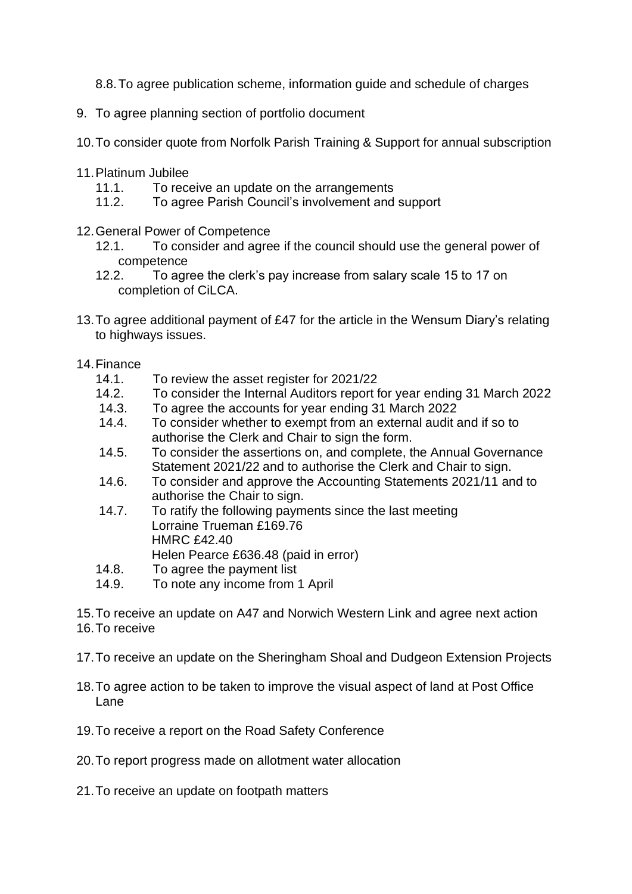8.8. To agree publication scheme, information guide and schedule of charges

9. To agree planning section of portfolio document

10. To consider quote from Norfolk Parish Training & Support for annual subscription

11. Platinum Jubilee
    - 11.1. To receive an update on the arrangements
    - 11.2. To agree Parish Council's involvement and support

12. General Power of Competence
    - 12.1. To consider and agree if the council should use the general power of competence
    - 12.2. To agree the clerk's pay increase from salary scale 15 to 17 on completion of CiLCA.

13. To agree additional payment of £47 for the article in the Wensum Diary's relating to highways issues.

14. Finance
    - 14.1. To review the asset register for 2021/22
    - 14.2. To consider the Internal Auditors report for year ending 31 March 2022
    - 14.3. To agree the accounts for year ending 31 March 2022
    - 14.4. To consider whether to exempt from an external audit and if so to authorise the Clerk and Chair to sign the form.
    - 14.5. To consider the assertions on, and complete, the Annual Governance Statement 2021/22 and to authorise the Clerk and Chair to sign.
    - 14.6. To consider and approve the Accounting Statements 2021/11 and to authorise the Chair to sign.
    - 14.7. To ratify the following payments since the last meeting
      Lorraine Trueman £169.76
      HMRC £42.40
      Helen Pearce £636.48 (paid in error)
    - 14.8. To agree the payment list
    - 14.9. To note any income from 1 April

15. To receive an update on A47 and Norwich Western Link and agree next action

16. To receive

17. To receive an update on the Sheringham Shoal and Dudgeon Extension Projects

18. To agree action to be taken to improve the visual aspect of land at Post Office Lane

19. To receive a report on the Road Safety Conference

20. To report progress made on allotment water allocation

21. To receive an update on footpath matters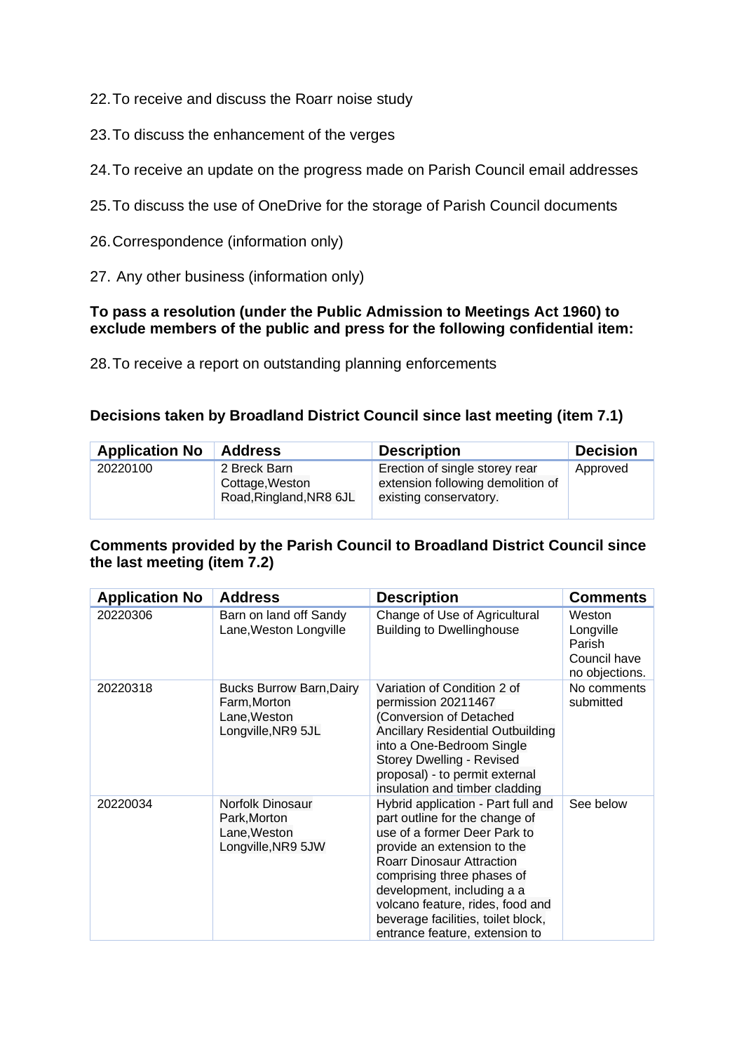22. To receive and discuss the Roarr noise study

23. To discuss the enhancement of the verges

24. To receive an update on the progress made on Parish Council email addresses

25. To discuss the use of OneDrive for the storage of Parish Council documents

26. Correspondence (information only)

27. Any other business (information only)

**To pass a resolution (under the Public Admission to Meetings Act 1960) to exclude members of the public and press for the following confidential item:**

28. To receive a report on outstanding planning enforcements

**Decisions taken by Broadland District Council since last meeting (item 7.1)**

| Application No | Address | Description | Decision |
|---|---|---|---|
| 20220100 | 2 Breck Barn Cottage,Weston Road,Ringland,NR8 6JL | Erection of single storey rear extension following demolition of existing conservatory. | Approved |

**Comments provided by the Parish Council to Broadland District Council since the last meeting (item 7.2)**

| Application No | Address | Description | Comments |
|---|---|---|---|
| 20220306 | Barn on land off Sandy Lane,Weston Longville | Change of Use of Agricultural Building to Dwellinghouse | Weston Longville Parish Council have no objections. |
| 20220318 | Bucks Burrow Barn,Dairy Farm,Morton Lane,Weston Longville,NR9 5JL | Variation of Condition 2 of permission 20211467 (Conversion of Detached Ancillary Residential Outbuilding into a One-Bedroom Single Storey Dwelling - Revised proposal) - to permit external insulation and timber cladding | No comments submitted |
| 20220034 | Norfolk Dinosaur Park,Morton Lane,Weston Longville,NR9 5JW | Hybrid application - Part full and part outline for the change of use of a former Deer Park to provide an extension to the Roarr Dinosaur Attraction comprising three phases of development, including a a volcano feature, rides, food and beverage facilities, toilet block, entrance feature, extension to | See below |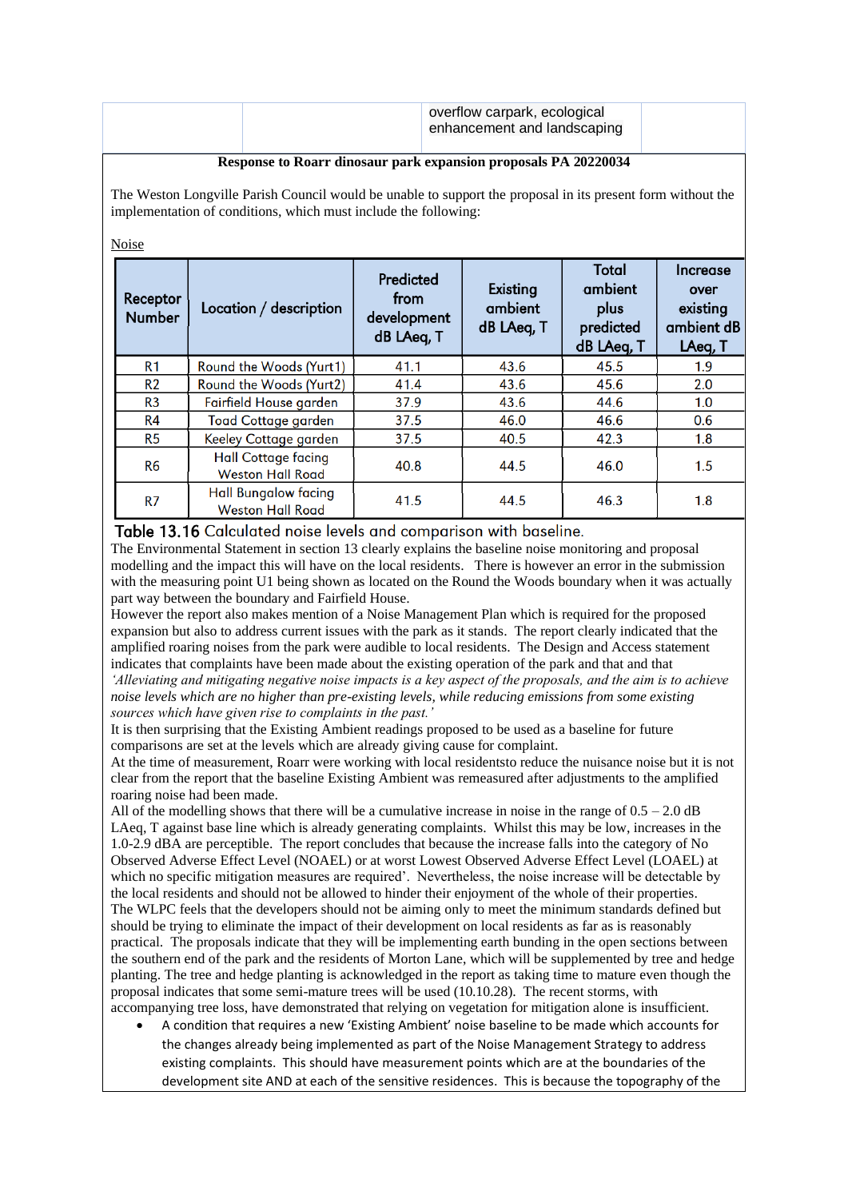| | | overflow carpark, ecological enhancement and landscaping | |
|---|---|---|---|

**Response to Roarr dinosaur park expansion proposals PA 20220034**

The Weston Longville Parish Council would be unable to support the proposal in its present form without the implementation of conditions, which must include the following:

Noise

| Receptor Number | Location / description | Predicted from development dB LAeq, T | Existing ambient dB LAeq, T | Total ambient plus predicted dB LAeq, T | Increase over existing ambient dB LAeq, T |
|---|---|---|---|---|---|
| R1 | Round the Woods (Yurt1) | 41.1 | 43.6 | 45.5 | 1.9 |
| R2 | Round the Woods (Yurt2) | 41.4 | 43.6 | 45.6 | 2.0 |
| R3 | Fairfield House garden | 37.9 | 43.6 | 44.6 | 1.0 |
| R4 | Toad Cottage garden | 37.5 | 46.0 | 46.6 | 0.6 |
| R5 | Keeley Cottage garden | 37.5 | 40.5 | 42.3 | 1.8 |
| R6 | Hall Cottage facing Weston Hall Road | 40.8 | 44.5 | 46.0 | 1.5 |
| R7 | Hall Bungalow facing Weston Hall Road | 41.5 | 44.5 | 46.3 | 1.8 |

Table 13.16 Calculated noise levels and comparison with baseline.

The Environmental Statement in section 13 clearly explains the baseline noise monitoring and proposal modelling and the impact this will have on the local residents. There is however an error in the submission with the measuring point U1 being shown as located on the Round the Woods boundary when it was actually part way between the boundary and Fairfield House.

However the report also makes mention of a Noise Management Plan which is required for the proposed expansion but also to address current issues with the park as it stands. The report clearly indicated that the amplified roaring noises from the park were audible to local residents. The Design and Access statement indicates that complaints have been made about the existing operation of the park and that and that *'Alleviating and mitigating negative noise impacts is a key aspect of the proposals, and the aim is to achieve noise levels which are no higher than pre-existing levels, while reducing emissions from some existing sources which have given rise to complaints in the past.'*

It is then surprising that the Existing Ambient readings proposed to be used as a baseline for future comparisons are set at the levels which are already giving cause for complaint.

At the time of measurement, Roarr were working with local residentsto reduce the nuisance noise but it is not clear from the report that the baseline Existing Ambient was remeasured after adjustments to the amplified roaring noise had been made.

All of the modelling shows that there will be a cumulative increase in noise in the range of 0.5 – 2.0 dB LAeq, T against base line which is already generating complaints. Whilst this may be low, increases in the 1.0-2.9 dBA are perceptible. The report concludes that because the increase falls into the category of No Observed Adverse Effect Level (NOAEL) or at worst Lowest Observed Adverse Effect Level (LOAEL) at which no specific mitigation measures are required'. Nevertheless, the noise increase will be detectable by the local residents and should not be allowed to hinder their enjoyment of the whole of their properties.

The WLPC feels that the developers should not be aiming only to meet the minimum standards defined but should be trying to eliminate the impact of their development on local residents as far as is reasonably practical. The proposals indicate that they will be implementing earth bunding in the open sections between the southern end of the park and the residents of Morton Lane, which will be supplemented by tree and hedge planting. The tree and hedge planting is acknowledged in the report as taking time to mature even though the proposal indicates that some semi-mature trees will be used (10.10.28). The recent storms, with accompanying tree loss, have demonstrated that relying on vegetation for mitigation alone is insufficient.

- A condition that requires a new 'Existing Ambient' noise baseline to be made which accounts for the changes already being implemented as part of the Noise Management Strategy to address existing complaints. This should have measurement points which are at the boundaries of the development site AND at each of the sensitive residences. This is because the topography of the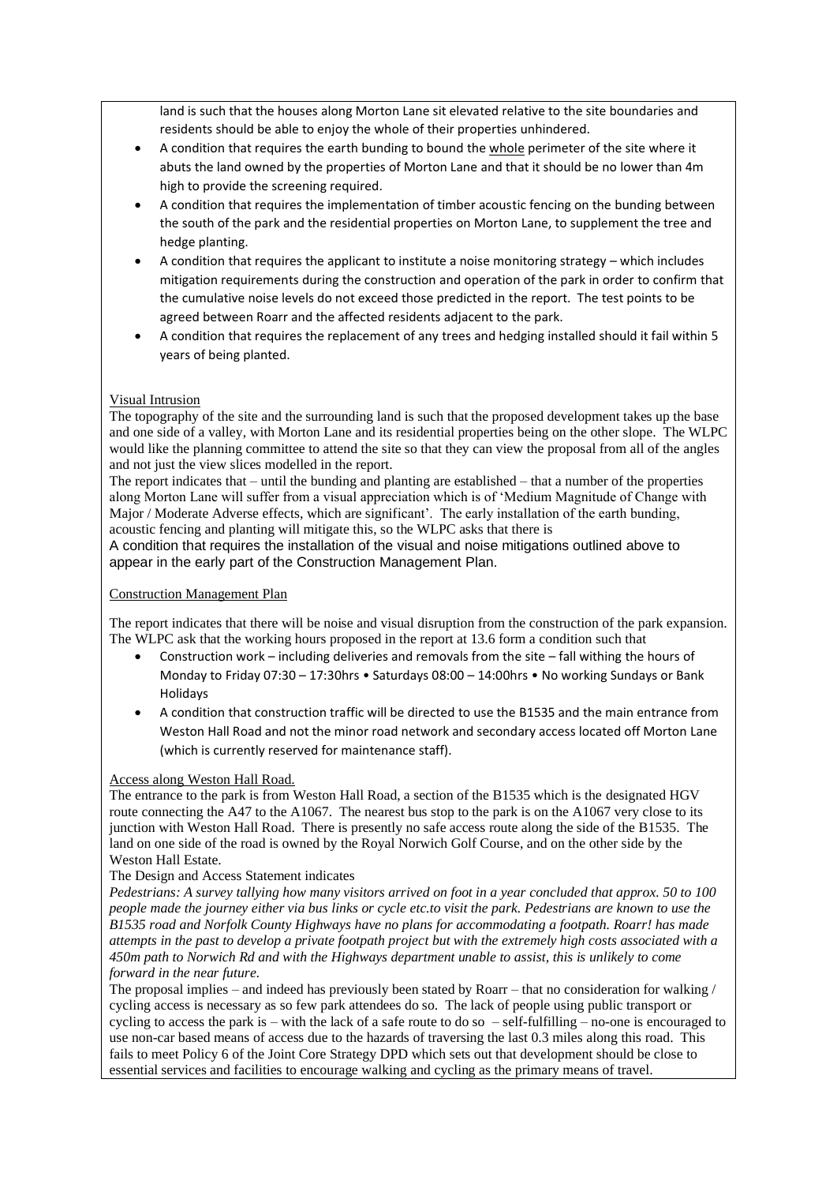land is such that the houses along Morton Lane sit elevated relative to the site boundaries and residents should be able to enjoy the whole of their properties unhindered.

- A condition that requires the earth bunding to bound the whole perimeter of the site where it abuts the land owned by the properties of Morton Lane and that it should be no lower than 4m high to provide the screening required.
- A condition that requires the implementation of timber acoustic fencing on the bunding between the south of the park and the residential properties on Morton Lane, to supplement the tree and hedge planting.
- A condition that requires the applicant to institute a noise monitoring strategy – which includes mitigation requirements during the construction and operation of the park in order to confirm that the cumulative noise levels do not exceed those predicted in the report. The test points to be agreed between Roarr and the affected residents adjacent to the park.
- A condition that requires the replacement of any trees and hedging installed should it fail within 5 years of being planted.

Visual Intrusion

The topography of the site and the surrounding land is such that the proposed development takes up the base and one side of a valley, with Morton Lane and its residential properties being on the other slope. The WLPC would like the planning committee to attend the site so that they can view the proposal from all of the angles and not just the view slices modelled in the report.

The report indicates that – until the bunding and planting are established – that a number of the properties along Morton Lane will suffer from a visual appreciation which is of 'Medium Magnitude of Change with Major / Moderate Adverse effects, which are significant'. The early installation of the earth bunding, acoustic fencing and planting will mitigate this, so the WLPC asks that there is

A condition that requires the installation of the visual and noise mitigations outlined above to appear in the early part of the Construction Management Plan.

Construction Management Plan

The report indicates that there will be noise and visual disruption from the construction of the park expansion. The WLPC ask that the working hours proposed in the report at 13.6 form a condition such that

- Construction work – including deliveries and removals from the site – fall withing the hours of Monday to Friday 07:30 – 17:30hrs • Saturdays 08:00 – 14:00hrs • No working Sundays or Bank Holidays
- A condition that construction traffic will be directed to use the B1535 and the main entrance from Weston Hall Road and not the minor road network and secondary access located off Morton Lane (which is currently reserved for maintenance staff).

Access along Weston Hall Road.

The entrance to the park is from Weston Hall Road, a section of the B1535 which is the designated HGV route connecting the A47 to the A1067. The nearest bus stop to the park is on the A1067 very close to its junction with Weston Hall Road. There is presently no safe access route along the side of the B1535. The land on one side of the road is owned by the Royal Norwich Golf Course, and on the other side by the Weston Hall Estate.

The Design and Access Statement indicates

*Pedestrians: A survey tallying how many visitors arrived on foot in a year concluded that approx. 50 to 100 people made the journey either via bus links or cycle etc.to visit the park. Pedestrians are known to use the B1535 road and Norfolk County Highways have no plans for accommodating a footpath. Roarr! has made attempts in the past to develop a private footpath project but with the extremely high costs associated with a 450m path to Norwich Rd and with the Highways department unable to assist, this is unlikely to come forward in the near future.*

The proposal implies – and indeed has previously been stated by Roarr – that no consideration for walking / cycling access is necessary as so few park attendees do so. The lack of people using public transport or cycling to access the park is – with the lack of a safe route to do so – self-fulfilling – no-one is encouraged to use non-car based means of access due to the hazards of traversing the last 0.3 miles along this road. This fails to meet Policy 6 of the Joint Core Strategy DPD which sets out that development should be close to essential services and facilities to encourage walking and cycling as the primary means of travel.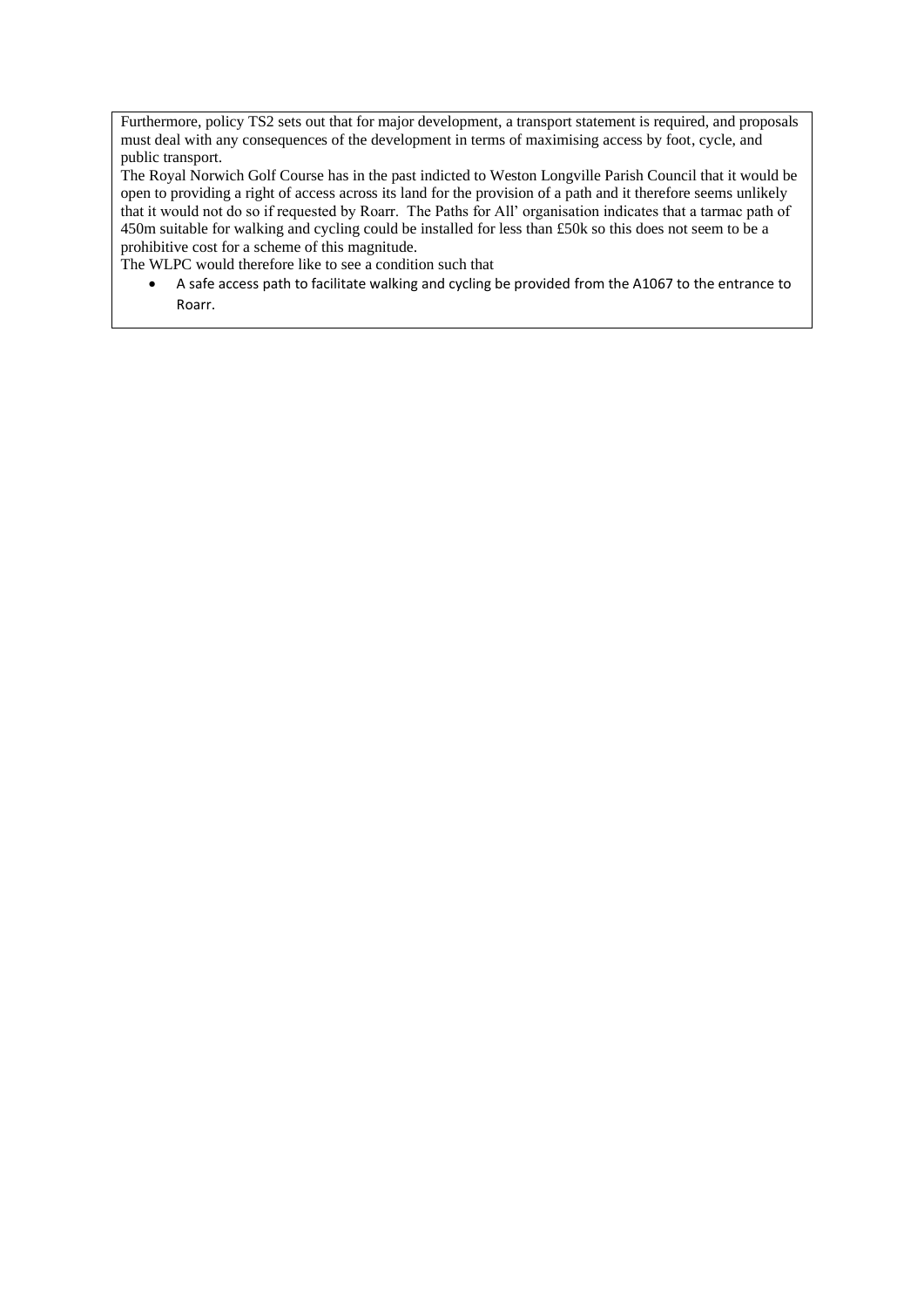Furthermore, policy TS2 sets out that for major development, a transport statement is required, and proposals must deal with any consequences of the development in terms of maximising access by foot, cycle, and public transport.

The Royal Norwich Golf Course has in the past indicted to Weston Longville Parish Council that it would be open to providing a right of access across its land for the provision of a path and it therefore seems unlikely that it would not do so if requested by Roarr. The Paths for All' organisation indicates that a tarmac path of 450m suitable for walking and cycling could be installed for less than £50k so this does not seem to be a prohibitive cost for a scheme of this magnitude.

The WLPC would therefore like to see a condition such that

- A safe access path to facilitate walking and cycling be provided from the A1067 to the entrance to Roarr.